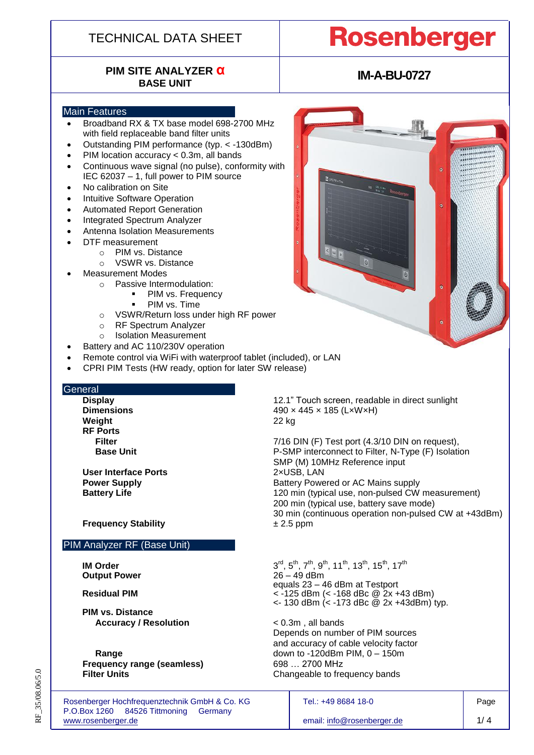# TECHNICAL DATA SHEET

# Rosenberger

**PIM SITE ANALYZER α**
**BASE UNIT**

**IM-A-BU-0727**

## Main Features

- Broadband RX & TX base model 698-2700 MHz with field replaceable band filter units
- Outstanding PIM performance (typ. < -130dBm)
- PIM location accuracy < 0.3m, all bands
- Continuous wave signal (no pulse), conformity with IEC 62037 – 1, full power to PIM source
- No calibration on Site
- Intuitive Software Operation
- Automated Report Generation
- Integrated Spectrum Analyzer
- Antenna Isolation Measurements
- DTF measurement
  - PIM vs. Distance
  - VSWR vs. Distance
- Measurement Modes
  - Passive Intermodulation:
    - PIM vs. Frequency
    - PIM vs. Time
  - VSWR/Return loss under high RF power
  - RF Spectrum Analyzer
  - Isolation Measurement
- Battery and AC 110/230V operation
- Remote control via WiFi with waterproof tablet (included), or LAN
- CPRI PIM Tests (HW ready, option for later SW release)

## General

| | |
|---|---|
| **Display** | 12.1" Touch screen, readable in direct sunlight |
| **Dimensions** | 490 × 445 × 185 (L×W×H) |
| **Weight** | 22 kg |
| **RF Ports** | |
| **Filter** | 7/16 DIN (F) Test port (4.3/10 DIN on request), |
| **Base Unit** | P-SMP interconnect to Filter, N-Type (F) Isolation<br>SMP (M) 10MHz Reference input |
| **User Interface Ports** | 2×USB, LAN |
| **Power Supply** | Battery Powered or AC Mains supply |
| **Battery Life** | 120 min (typical use, non-pulsed CW measurement)<br>200 min (typical use, battery save mode)<br>30 min (continuous operation non-pulsed CW at +43dBm) |
| **Frequency Stability** | ± 2.5 ppm |

## PIM Analyzer RF (Base Unit)

| | |
|---|---|
| **IM Order** | 3rd, 5th, 7th, 9th, 11th, 13th, 15th, 17th |
| **Output Power** | 26 – 49 dBm<br>equals 23 – 46 dBm at Testport |
| **Residual PIM** | < -125 dBm (< -168 dBc @ 2x +43 dBm)<br><- 130 dBm (< -173 dBc @ 2x +43dBm) typ. |
| **PIM vs. Distance** | |
| **Accuracy / Resolution** | < 0.3m , all bands<br>Depends on number of PIM sources and accuracy of cable velocity factor |
| **Range** | down to -120dBm PIM, 0 – 150m |
| **Frequency range (seamless)** | 698 … 2700 MHz |
| **Filter Units** | Changeable to frequency bands |

Rosenberger Hochfrequenztechnik GmbH & Co. KG
P.O.Box 1260 84526 Tittmoning Germany
www.rosenberger.de

Tel.: +49 8684 18-0
email: info@rosenberger.de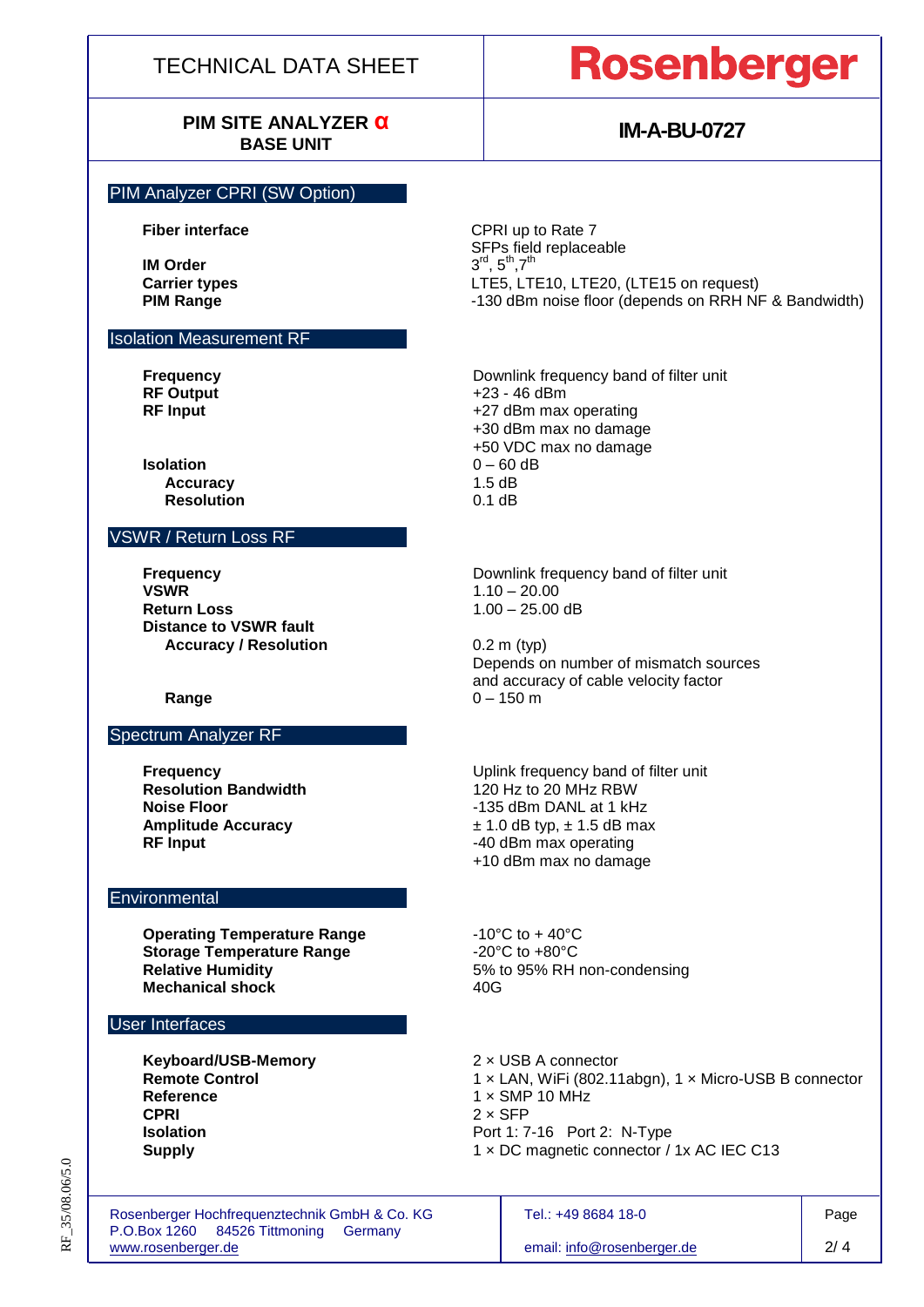## PIM Analyzer CPRI (SW Option)

| | |
|---|---|
| **Fiber interface** | CPRI up to Rate 7<br>SFPs field replaceable |
| **IM Order** | 3rd, 5th, 7th |
| **Carrier types** | LTE5, LTE10, LTE20, (LTE15 on request) |
| **PIM Range** | -130 dBm noise floor (depends on RRH NF & Bandwidth) |

## Isolation Measurement RF

| | |
|---|---|
| **Frequency** | Downlink frequency band of filter unit |
| **RF Output** | +23 - 46 dBm |
| **RF Input** | +27 dBm max operating<br>+30 dBm max no damage<br>+50 VDC max no damage |
| **Isolation** | 0 – 60 dB |
| **Accuracy** | 1.5 dB |
| **Resolution** | 0.1 dB |

## VSWR / Return Loss RF

| | |
|---|---|
| **Frequency** | Downlink frequency band of filter unit |
| **VSWR** | 1.10 – 20.00 |
| **Return Loss** | 1.00 – 25.00 dB |
| **Distance to VSWR fault** | |
| **Accuracy / Resolution** | 0.2 m (typ)<br>Depends on number of mismatch sources and accuracy of cable velocity factor |
| **Range** | 0 – 150 m |

## Spectrum Analyzer RF

| | |
|---|---|
| **Frequency** | Uplink frequency band of filter unit |
| **Resolution Bandwidth** | 120 Hz to 20 MHz RBW |
| **Noise Floor** | -135 dBm DANL at 1 kHz |
| **Amplitude Accuracy** | ± 1.0 dB typ, ± 1.5 dB max |
| **RF Input** | -40 dBm max operating<br>+10 dBm max no damage |

## Environmental

| | |
|---|---|
| **Operating Temperature Range** | -10°C to + 40°C |
| **Storage Temperature Range** | -20°C to +80°C |
| **Relative Humidity** | 5% to 95% RH non-condensing |
| **Mechanical shock** | 40G |

## User Interfaces

| | |
|---|---|
| **Keyboard/USB-Memory** | 2 × USB A connector |
| **Remote Control** | 1 × LAN, WiFi (802.11abgn), 1 × Micro-USB B connector |
| **Reference** | 1 × SMP 10 MHz |
| **CPRI** | 2 × SFP |
| **Isolation** | Port 1: 7-16 Port 2: N-Type |
| **Supply** | 1 × DC magnetic connector / 1x AC IEC C13 |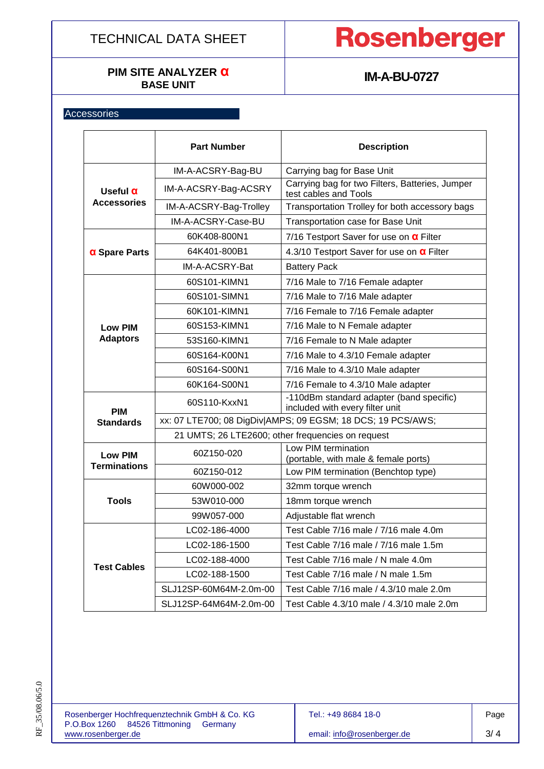## Accessories

| | Part Number | Description |
|---|---|---|
| Useful α Accessories | IM-A-ACSRY-Bag-BU | Carrying bag for Base Unit |
| | IM-A-ACSRY-Bag-ACSRY | Carrying bag for two Filters, Batteries, Jumper test cables and Tools |
| | IM-A-ACSRY-Bag-Trolley | Transportation Trolley for both accessory bags |
| | IM-A-ACSRY-Case-BU | Transportation case for Base Unit |
| α Spare Parts | 60K408-800N1 | 7/16 Testport Saver for use on α Filter |
| | 64K401-800B1 | 4.3/10 Testport Saver for use on α Filter |
| | IM-A-ACSRY-Bat | Battery Pack |
| Low PIM Adaptors | 60S101-KIMN1 | 7/16 Male to 7/16 Female adapter |
| | 60S101-SIMN1 | 7/16 Male to 7/16 Male adapter |
| | 60K101-KIMN1 | 7/16 Female to 7/16 Female adapter |
| | 60S153-KIMN1 | 7/16 Male to N Female adapter |
| | 53S160-KIMN1 | 7/16 Female to N Male adapter |
| | 60S164-K00N1 | 7/16 Male to 4.3/10 Female adapter |
| | 60S164-S00N1 | 7/16 Male to 4.3/10 Male adapter |
| | 60K164-S00N1 | 7/16 Female to 4.3/10 Male adapter |
| PIM Standards | 60S110-KxxN1 | -110dBm standard adapter (band specific) included with every filter unit |
| | xx: 07 LTE700; 08 DigDiv\|AMPS; 09 EGSM; 18 DCS; 19 PCS/AWS; | |
| | 21 UMTS; 26 LTE2600; other frequencies on request | |
| Low PIM Terminations | 60Z150-020 | Low PIM termination (portable, with male & female ports) |
| | 60Z150-012 | Low PIM termination (Benchtop type) |
| Tools | 60W000-002 | 32mm torque wrench |
| | 53W010-000 | 18mm torque wrench |
| | 99W057-000 | Adjustable flat wrench |
| Test Cables | LC02-186-4000 | Test Cable 7/16 male / 7/16 male 4.0m |
| | LC02-186-1500 | Test Cable 7/16 male / 7/16 male 1.5m |
| | LC02-188-4000 | Test Cable 7/16 male / N male 4.0m |
| | LC02-188-1500 | Test Cable 7/16 male / N male 1.5m |
| | SLJ12SP-60M64M-2.0m-00 | Test Cable 7/16 male / 4.3/10 male 2.0m |
| | SLJ12SP-64M64M-2.0m-00 | Test Cable 4.3/10 male / 4.3/10 male 2.0m |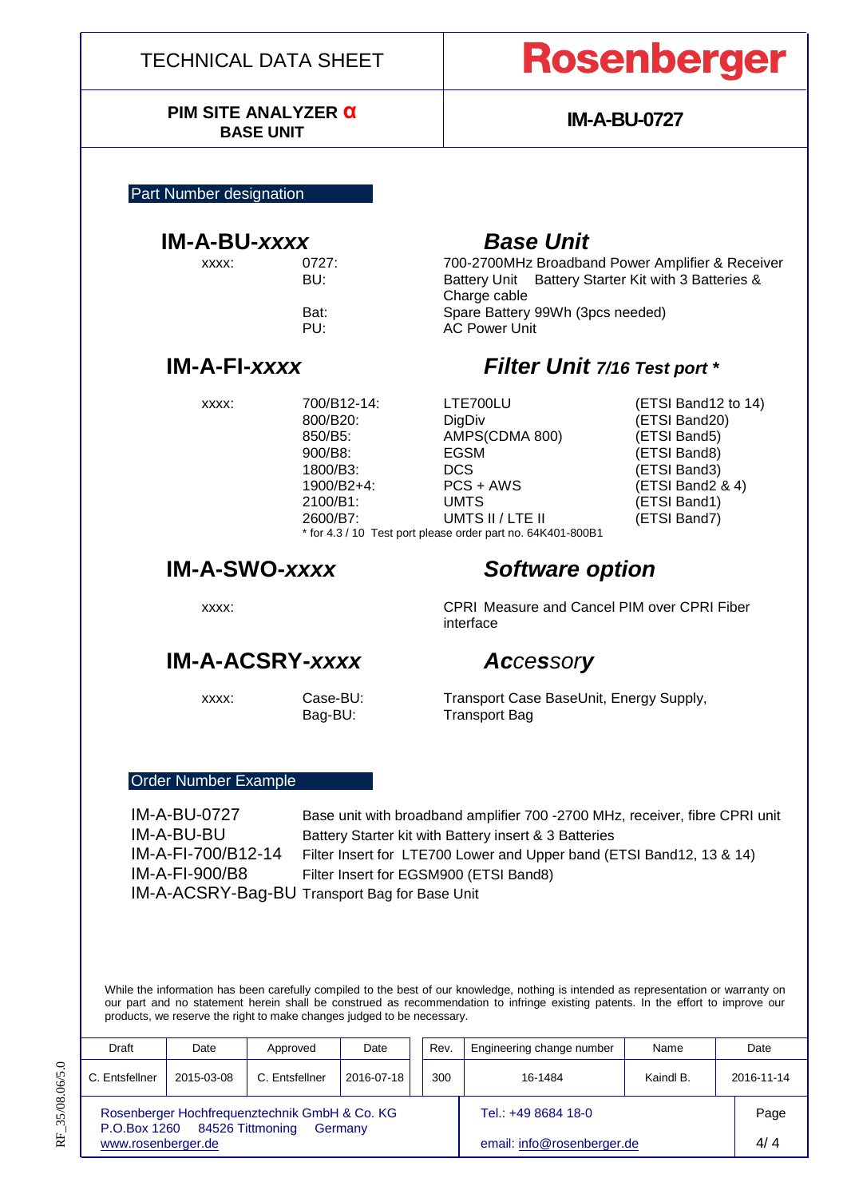TECHNICAL DATA SHEET

**Rosenberger**

**PIM SITE ANALYZER α BASE UNIT**

**IM-A-BU-0727**

## Part Number designation

### IM-A-BU-*xxxx* — *Base Unit*

| | | |
|---|---|---|
| xxxx: | 0727: | 700-2700MHz Broadband Power Amplifier & Receiver |
| | BU: | Battery Unit  Battery Starter Kit with 3 Batteries & Charge cable |
| | Bat: | Spare Battery 99Wh (3pcs needed) |
| | PU: | AC Power Unit |

### IM-A-FI-*xxxx* — *Filter Unit 7/16 Test port \**

| | | | |
|---|---|---|---|
| xxxx: | 700/B12-14: | LTE700LU | (ETSI Band12 to 14) |
| | 800/B20: | DigDiv | (ETSI Band20) |
| | 850/B5: | AMPS(CDMA 800) | (ETSI Band5) |
| | 900/B8: | EGSM | (ETSI Band8) |
| | 1800/B3: | DCS | (ETSI Band3) |
| | 1900/B2+4: | PCS + AWS | (ETSI Band2 & 4) |
| | 2100/B1: | UMTS | (ETSI Band1) |
| | 2600/B7: | UMTS II / LTE II | (ETSI Band7) |

\* for 4.3 / 10  Test port please order part no. 64K401-800B1

### IM-A-SWO-*xxxx* — *Software option*

xxxx: CPRI Measure and Cancel PIM over CPRI Fiber interface

### IM-A-ACSRY-*xxxx* — *Accessory*

| | | |
|---|---|---|
| xxxx: | Case-BU: | Transport Case BaseUnit, Energy Supply, |
| | Bag-BU: | Transport Bag |

## Order Number Example

| | |
|---|---|
| IM-A-BU-0727 | Base unit with broadband amplifier 700 -2700 MHz, receiver, fibre CPRI unit |
| IM-A-BU-BU | Battery Starter kit with Battery insert & 3 Batteries |
| IM-A-FI-700/B12-14 | Filter Insert for LTE700 Lower and Upper band (ETSI Band12, 13 & 14) |
| IM-A-FI-900/B8 | Filter Insert for EGSM900 (ETSI Band8) |
| IM-A-ACSRY-Bag-BU | Transport Bag for Base Unit |

While the information has been carefully compiled to the best of our knowledge, nothing is intended as representation or warranty on our part and no statement herein shall be construed as recommendation to infringe existing patents. In the effort to improve our products, we reserve the right to make changes judged to be necessary.

| Draft | Date | Approved | Date | Rev. | Engineering change number | Name | Date |
|---|---|---|---|---|---|---|---|
| C. Entsfellner | 2015-03-08 | C. Entsfellner | 2016-07-18 | 300 | 16-1484 | Kaindl B. | 2016-11-14 |

Rosenberger Hochfrequenztechnik GmbH & Co. KG
P.O.Box 1260  84526 Tittmoning  Germany
www.rosenberger.de

Tel.: +49 8684 18-0
email: info@rosenberger.de

RF_35/08.06/5.0